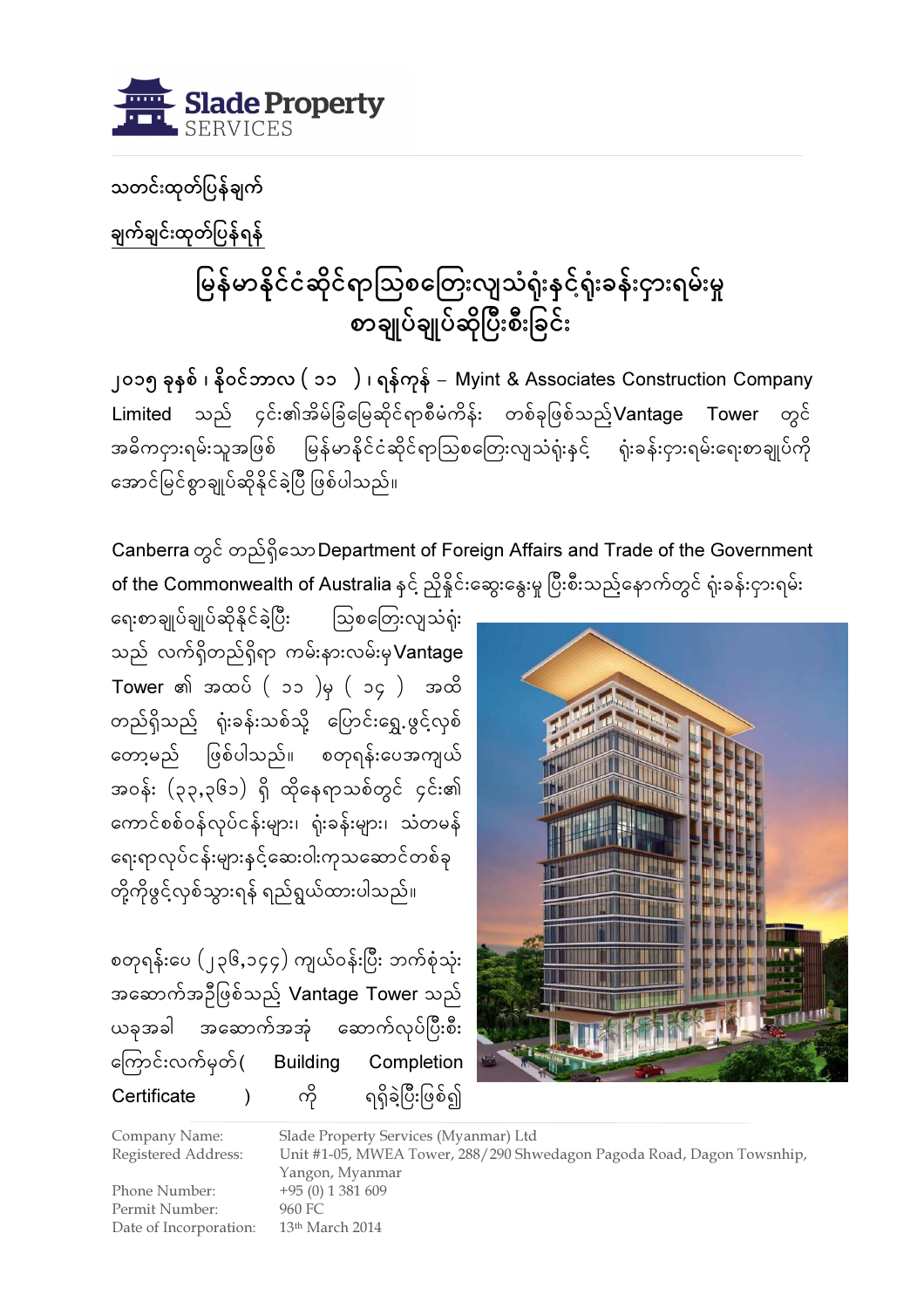Slade Property SERVICES

သတင်းထုတ်ပြန်ချက်

ချက်ချင်းထုတ်ပြန်ရန်

# မြန်မာနိုင်ငံဆိုင်ရာသြစတြေးလျသံရုံးနှင့်ရုံးခန်းငှားရမ်းမှု စာချုပ်ချုပ်ဆိုပြီးစီးခြင်း

၂၀၁၅ ခုနှစ် ၊ နိုဝင်ဘာလ ( ၁၁ ) ၊ ရန်ကုန် – Myint & Associates Construction Company Limited သည် ၄င်း၏အိမ်ခြံမြေဆိုင်ရာစီမံကိန်း တစ်ခုဖြစ်သည့်Vantage Tower တွင် အဓိကငှားရမ်းသူအဖြစ် မြန်မာနိုင်ငံဆိုင်ရာသြစတြေးလျသံရုံးနှင့် ရုံးခန်းငှားရမ်းရေးစာချုပ်ကို အောင်မြင်စွာချုပ်ဆိုနိုင်ခဲ့ပြီ ဖြစ်ပါသည်။

Canberra တွင် တည်ရှိသော Department of Foreign Affairs and Trade of the Government of the Commonwealth of Australia နှင့် ညှိနှိုင်းဆွေးနွေးမှု ပြီးစီးသည့်နောက်တွင် ရုံးခန်းငှားရမ်းရေးစာချုပ်ချုပ်ဆိုနိုင်ခဲ့ပြီး သြစတြေးလျသံရုံးသည် လက်ရှိတည်ရှိရာ ကမ်းနားလမ်းမှ Vantage Tower ၏ အထပ် ( ၁၁ )မှ ( ၁၄ ) အထိ တည်ရှိသည့် ရုံးခန်းသစ်သို့ ပြောင်းရွှေ့ဖွင့်လှစ်တော့မည် ဖြစ်ပါသည်။ စတုရန်းပေအကျယ်အဝန်း (၃၃,၃၆၁) ရှိ ထိုနေရာသစ်တွင် ၄င်း၏ ကောင်စစ်ဝန်လုပ်ငန်းများ၊ ရုံးခန်းများ၊ သံတမန်ရေးရာလုပ်ငန်းများနှင့်ဆေးဝါးကုသဆောင်တစ်ခုတို့ကိုဖွင့်လှစ်သွားရန် ရည်ရွယ်ထားပါသည်။

စတုရန်းပေ (၂၃၆,၁၄၄) ကျယ်ဝန်းပြီး ဘက်စုံသုံးအဆောက်အဦဖြစ်သည့် Vantage Tower သည် ယခုအခါ အဆောက်အအုံ ဆောက်လုပ်ပြီးစီးကြောင်းလက်မှတ်( Building Completion Certificate ) ကို ရရှိခဲ့ပြီးဖြစ်၍

Company Name: Slade Property Services (Myanmar) Ltd
Registered Address: Unit #1-05, MWEA Tower, 288/290 Shwedagon Pagoda Road, Dagon Towsnhip, Yangon, Myanmar
Phone Number: +95 (0) 1 381 609
Permit Number: 960 FC
Date of Incorporation: 13th March 2014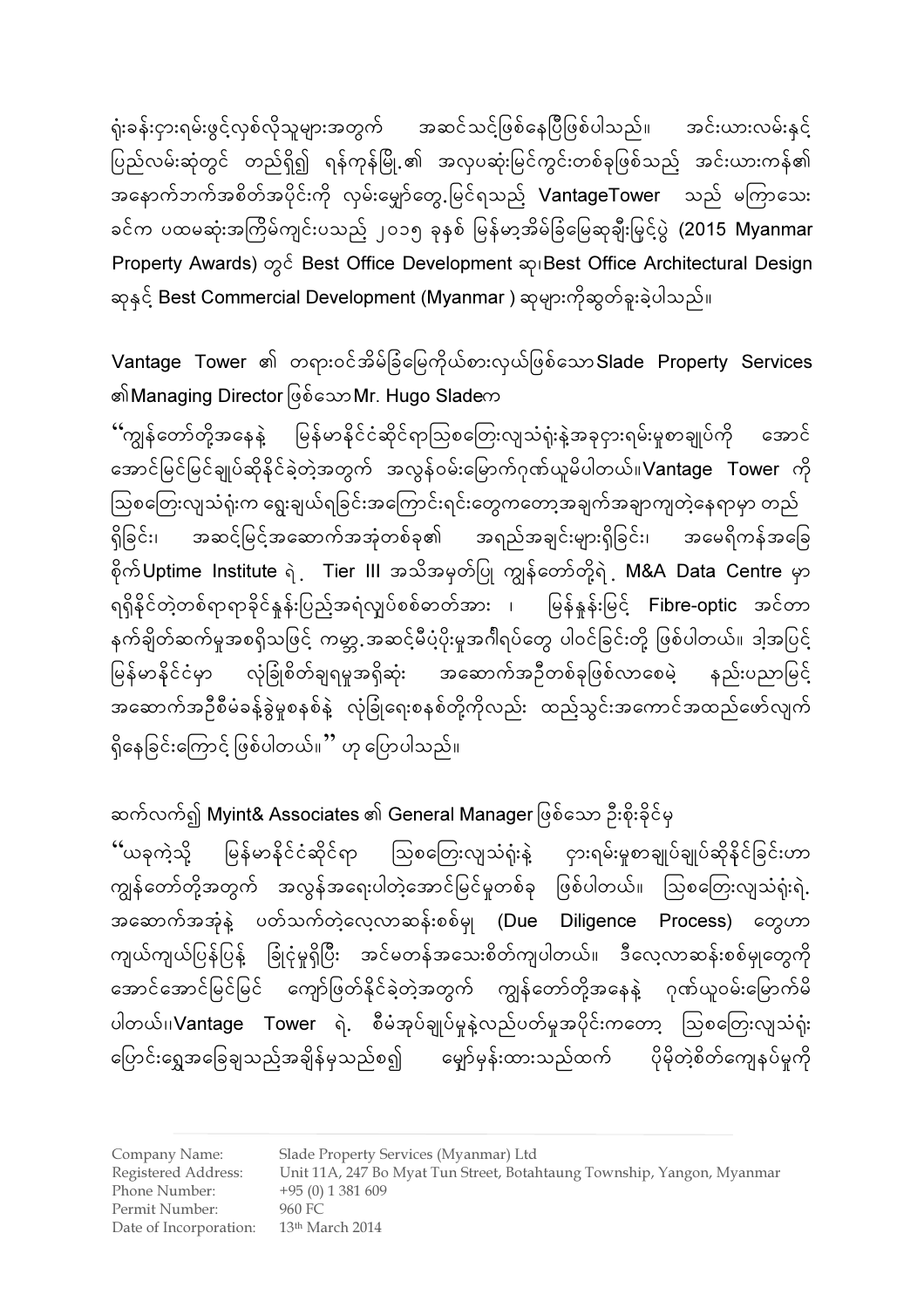ရုံးခန်းငှားရမ်းဖွင့်လှစ်လိုသူများအတွက် အဆင်သင့်ဖြစ်နေပြီဖြစ်ပါသည်။ အင်းယားလမ်းနှင့် ပြည်လမ်းဆုံတွင် တည်ရှိ၍ ရန်ကုန်မြို့၏ အလှပဆုံးမြင်ကွင်းတစ်ခုဖြစ်သည့် အင်းယားကန်၏ အနောက်ဘက်အစိတ်အပိုင်းကို လှမ်းမျှော်တွေ့မြင်ရသည့် VantageTower သည် မကြာသေးခင်က ပထမဆုံးအကြိမ်ကျင်းပသည့် ၂၀၁၅ ခုနှစ် မြန်မာ့အိမ်ခြံမြေဆုချီးမြှင့်ပွဲ (2015 Myanmar Property Awards) တွင် Best Office Development ဆု၊Best Office Architectural Design ဆုနှင့် Best Commercial Development (Myanmar ) ဆုများကိုဆွတ်ခူးခဲ့ပါသည်။

Vantage Tower ၏ တရားဝင်အိမ်ခြံမြေကိုယ်စားလှယ်ဖြစ်သော Slade Property Services ၏Managing Director ဖြစ်သော Mr. Hugo Sladeက

"ကျွန်တော်တို့အနေနဲ့ မြန်မာနိုင်ငံဆိုင်ရာသြစတြေးလျသံရုံးနဲ့အခုငှားရမ်းမှုစာချုပ်ကို အောင်အောင်မြင်မြင်ချုပ်ဆိုနိုင်ခဲ့တဲ့အတွက် အလွန်ဝမ်းမြောက်ဂုဏ်ယူမိပါတယ်။Vantage Tower ကို သြစတြေးလျသံရုံးက ရွေးချယ်ရခြင်းအကြောင်းရင်းတွေကတော့အချက်အချာကျတဲ့နေရာမှာ တည်ရှိခြင်း၊ အဆင့်မြင့်အဆောက်အအုံတစ်ခု၏ အရည်အချင်းများရှိခြင်း၊ အမေရိကန်အခြေစိုက် Uptime Institute ရဲ့ Tier III အသိအမှတ်ပြု ကျွန်တော်တို့ရဲ့ M&A Data Centre မှာ ရရှိနိုင်တဲ့တစ်ရာရာခိုင်နှုန်းပြည့်အရံလျှပ်စစ်ဓာတ်အား ၊ မြန်နှုန်းမြင့် Fibre-optic အင်တာနက်ချိတ်ဆက်မှုအစရှိသဖြင့် ကမ္ဘာ့အဆင့်မီပံ့ပိုးမှုအင်္ဂါရပ်တွေ ပါဝင်ခြင်းတို့ ဖြစ်ပါတယ်။ ဒါ့အပြင် မြန်မာနိုင်ငံမှာ လုံခြုံစိတ်ချရမှုအရှိဆုံး အဆောက်အဦတစ်ခုဖြစ်လာစေမဲ့ နည်းပညာမြင့်အဆောက်အဦစီမံခန့်ခွဲမှုစနစ်နဲ့ လုံခြုံရေးစနစ်တို့ကိုလည်း ထည့်သွင်းအကောင်အထည်ဖော်လျက်ရှိနေခြင်းကြောင့် ဖြစ်ပါတယ်။" ဟု ပြောပါသည်။

ဆက်လက်၍ Myint& Associates ၏ General Manager ဖြစ်သော ဦးစိုးခိုင်မှ

"ယခုကဲ့သို့ မြန်မာနိုင်ငံဆိုင်ရာ သြစတြေးလျသံရုံးနဲ့ ငှားရမ်းမှုစာချုပ်ချုပ်ဆိုနိုင်ခြင်းဟာ ကျွန်တော်တို့အတွက် အလွန်အရေးပါတဲ့အောင်မြင်မှုတစ်ခု ဖြစ်ပါတယ်။ သြစတြေးလျသံရုံးရဲ့ အဆောက်အအုံနဲ့ ပတ်သက်တဲ့လေ့လာဆန်းစစ်မှု (Due Diligence Process) တွေဟာ ကျယ်ကျယ်ပြန့်ပြန့် ခြုံငုံမှုရှိပြီး အင်မတန်အသေးစိတ်ကျပါတယ်။ ဒီလေ့လာဆန်းစစ်မှုတွေကို အောင်အောင်မြင်မြင် ကျော်ဖြတ်နိုင်ခဲ့တဲ့အတွက် ကျွန်တော်တို့အနေနဲ့ ဂုဏ်ယူဝမ်းမြောက်မိပါတယ်။Vantage Tower ရဲ့ စီမံအုပ်ချုပ်မှုနဲ့လည်ပတ်မှုအပိုင်းကတော့ သြစတြေးလျသံရုံးပြောင်းရွှေ့အခြေချသည့်အချိန်မှသည်စ၍ မျှော်မှန်းထားသည်ထက် ပိုမိုတဲ့စိတ်ကျေနပ်မှုကို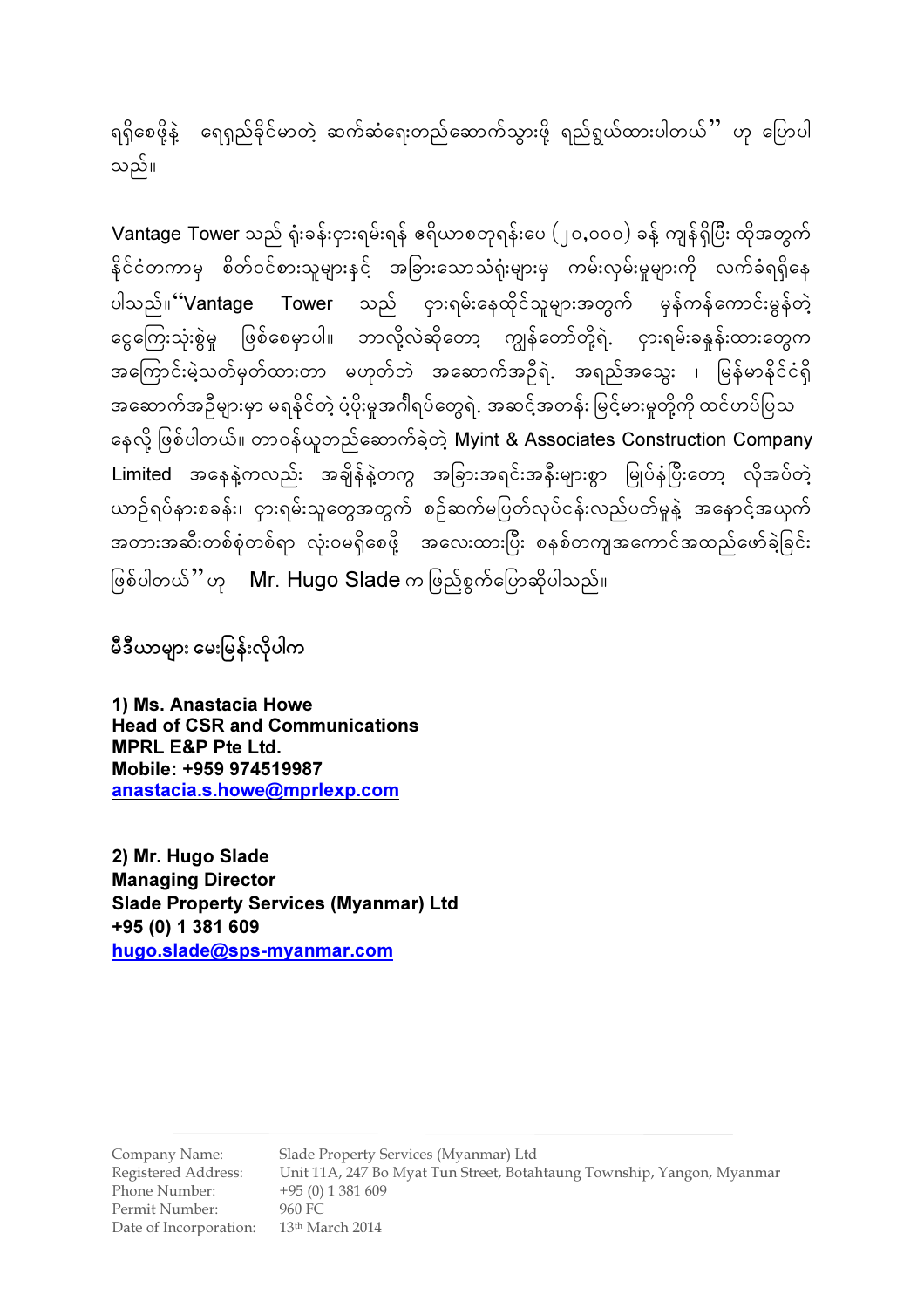ရရှိစေဖို့နဲ့ ရေရှည်ခိုင်မာတဲ့ ဆက်ဆံရေးတည်ဆောက်သွားဖို့ ရည်ရွယ်ထားပါတယ်" ဟု ပြောပါသည်။

Vantage Tower သည် ရုံးခန်းငှားရမ်းရန် ဧရိယာစတုရန်းပေ (၂၀,၀၀၀) ခန့် ကျန်ရှိပြီး ထိုအတွက် နိုင်ငံတကာမှ စိတ်ဝင်စားသူများနှင့် အခြားသောသံရုံးများမှ ကမ်းလှမ်းမှုများကို လက်ခံရရှိနေပါသည်။"Vantage Tower သည် ငှားရမ်းနေထိုင်သူများအတွက် မှန်ကန်ကောင်းမွန်တဲ့ ငွေကြေးသုံးစွဲမှု ဖြစ်စေမှာပါ။ ဘာလို့လဲဆိုတော့ ကျွန်တော်တို့ရဲ့ ငှားရမ်းခနှုန်းထားတွေက အကြောင်းမဲ့သတ်မှတ်ထားတာ မဟုတ်ဘဲ အဆောက်အဦရဲ့ အရည်အသွေး ၊ မြန်မာနိုင်ငံရှိ အဆောက်အဦများမှာ မရနိုင်တဲ့ ပံ့ပိုးမှုအင်္ဂါရပ်တွေရဲ့ အဆင့်အတန်း မြင့်မားမှုတို့ကို ထင်ဟပ်ပြသနေလို့ ဖြစ်ပါတယ်။ တာဝန်ယူတည်ဆောက်ခဲ့တဲ့ Myint & Associates Construction Company Limited အနေနဲ့ကလည်း အချိန်နဲ့တကွ အခြားအရင်းအနှီးများစွာ မြှုပ်နှံပြီးတော့ လိုအပ်တဲ့ ယာဉ်ရပ်နားစခန်း၊ ငှားရမ်းသူတွေအတွက် စဉ်ဆက်မပြတ်လုပ်ငန်းလည်ပတ်မှုနဲ့ အနှောင့်အယှက် အတားအဆီးတစ်စုံတစ်ရာ လုံးဝမရှိစေဖို့ အလေးထားပြီး စနစ်တကျအကောင်အထည်ဖော်ခဲ့ခြင်း ဖြစ်ပါတယ်" ဟု Mr. Hugo Slade က ဖြည့်စွက်ပြောဆိုပါသည်။

**မီဒီယာများ မေးမြန်းလိုပါက**

**1) Ms. Anastacia Howe**
**Head of CSR and Communications**
**MPRL E&P Pte Ltd.**
**Mobile: +959 974519987**
**anastacia.s.howe@mprlexp.com**

**2) Mr. Hugo Slade**
**Managing Director**
**Slade Property Services (Myanmar) Ltd**
**+95 (0) 1 381 609**
**hugo.slade@sps-myanmar.com**

| | |
|---|---|
| Company Name: | Slade Property Services (Myanmar) Ltd |
| Registered Address: | Unit 11A, 247 Bo Myat Tun Street, Botahtaung Township, Yangon, Myanmar |
| Phone Number: | +95 (0) 1 381 609 |
| Permit Number: | 960 FC |
| Date of Incorporation: | 13th March 2014 |